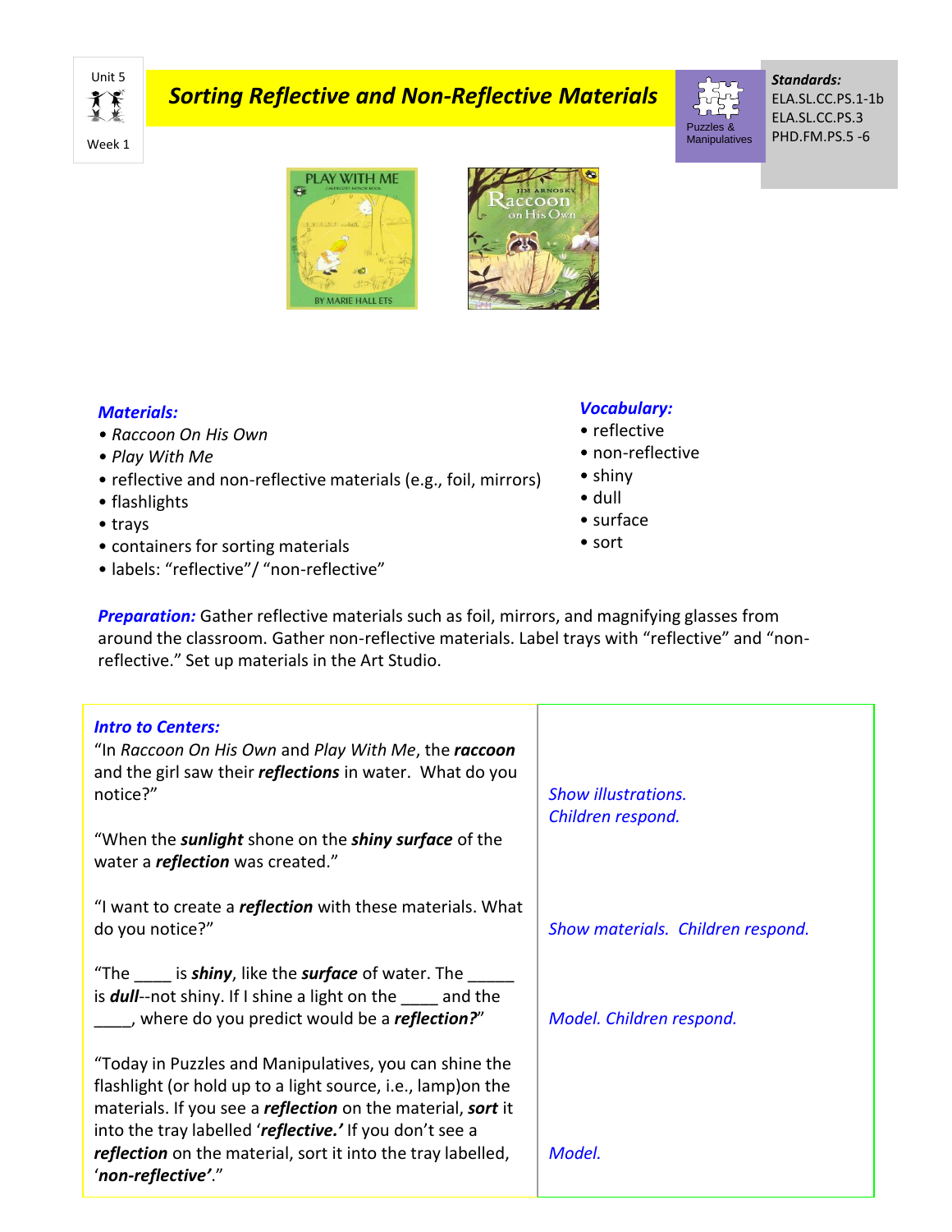Unit 5

Week 1

# *Sorting Reflective and Non-Reflective Materials*

Puzzles & Manipulatives

***Standards:***
ELA.SL.CC.PS.1-1b
ELA.SL.CC.PS.3
PHD.FM.PS.5 -6

### *Materials:*

- *Raccoon On His Own*
- *Play With Me*
- reflective and non-reflective materials (e.g., foil, mirrors)
- flashlights
- trays
- containers for sorting materials
- labels: "reflective"/ "non-reflective"

### *Vocabulary:*

- reflective
- non-reflective
- shiny
- dull
- surface
- sort

***Preparation:*** Gather reflective materials such as foil, mirrors, and magnifying glasses from around the classroom. Gather non-reflective materials. Label trays with "reflective" and "non-reflective." Set up materials in the Art Studio.

| ***Intro to Centers:*** | |
|---|---|
| "In *Raccoon On His Own* and *Play With Me*, the ***raccoon*** and the girl saw their ***reflections*** in water. What do you notice?" | *Show illustrations. Children respond.* |
| "When the ***sunlight*** shone on the ***shiny surface*** of the water a ***reflection*** was created." | |
| "I want to create a ***reflection*** with these materials. What do you notice?" | *Show materials. Children respond.* |
| "The ____ is ***shiny***, like the ***surface*** of water. The _____ is ***dull***--not shiny. If I shine a light on the ____ and the ____, where do you predict would be a ***reflection?***" | *Model. Children respond.* |
| "Today in Puzzles and Manipulatives, you can shine the flashlight (or hold up to a light source, i.e., lamp)on the materials. If you see a ***reflection*** on the material, ***sort*** it into the tray labelled '***reflective.'*** If you don't see a ***reflection*** on the material, sort it into the tray labelled, '***non-reflective'***." | *Model.* |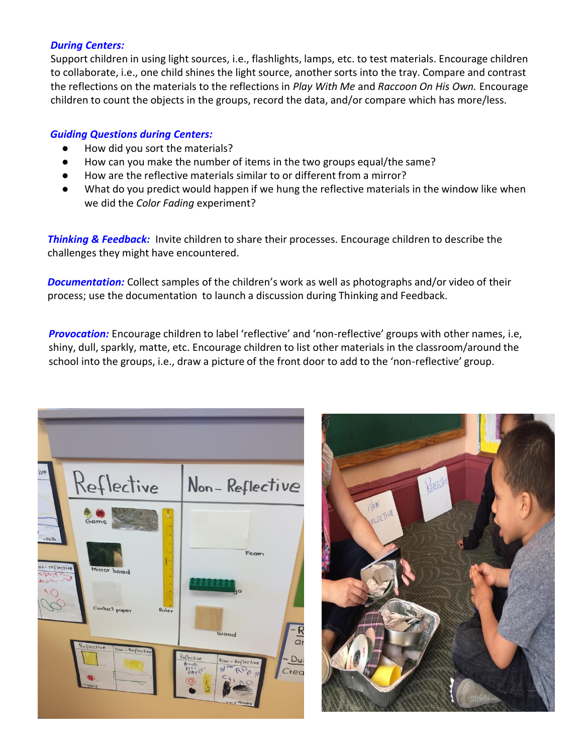***During Centers:***
Support children in using light sources, i.e., flashlights, lamps, etc. to test materials. Encourage children to collaborate, i.e., one child shines the light source, another sorts into the tray. Compare and contrast the reflections on the materials to the reflections in *Play With Me* and *Raccoon On His Own.* Encourage children to count the objects in the groups, record the data, and/or compare which has more/less.

***Guiding Questions during Centers:***

- How did you sort the materials?
- How can you make the number of items in the two groups equal/the same?
- How are the reflective materials similar to or different from a mirror?
- What do you predict would happen if we hung the reflective materials in the window like when we did the *Color Fading* experiment?

***Thinking & Feedback:*** Invite children to share their processes. Encourage children to describe the challenges they might have encountered.

***Documentation:*** Collect samples of the children's work as well as photographs and/or video of their process; use the documentation to launch a discussion during Thinking and Feedback.

***Provocation:*** Encourage children to label 'reflective' and 'non-reflective' groups with other names, i.e, shiny, dull, sparkly, matte, etc. Encourage children to list other materials in the classroom/around the school into the groups, i.e., draw a picture of the front door to add to the 'non-reflective' group.